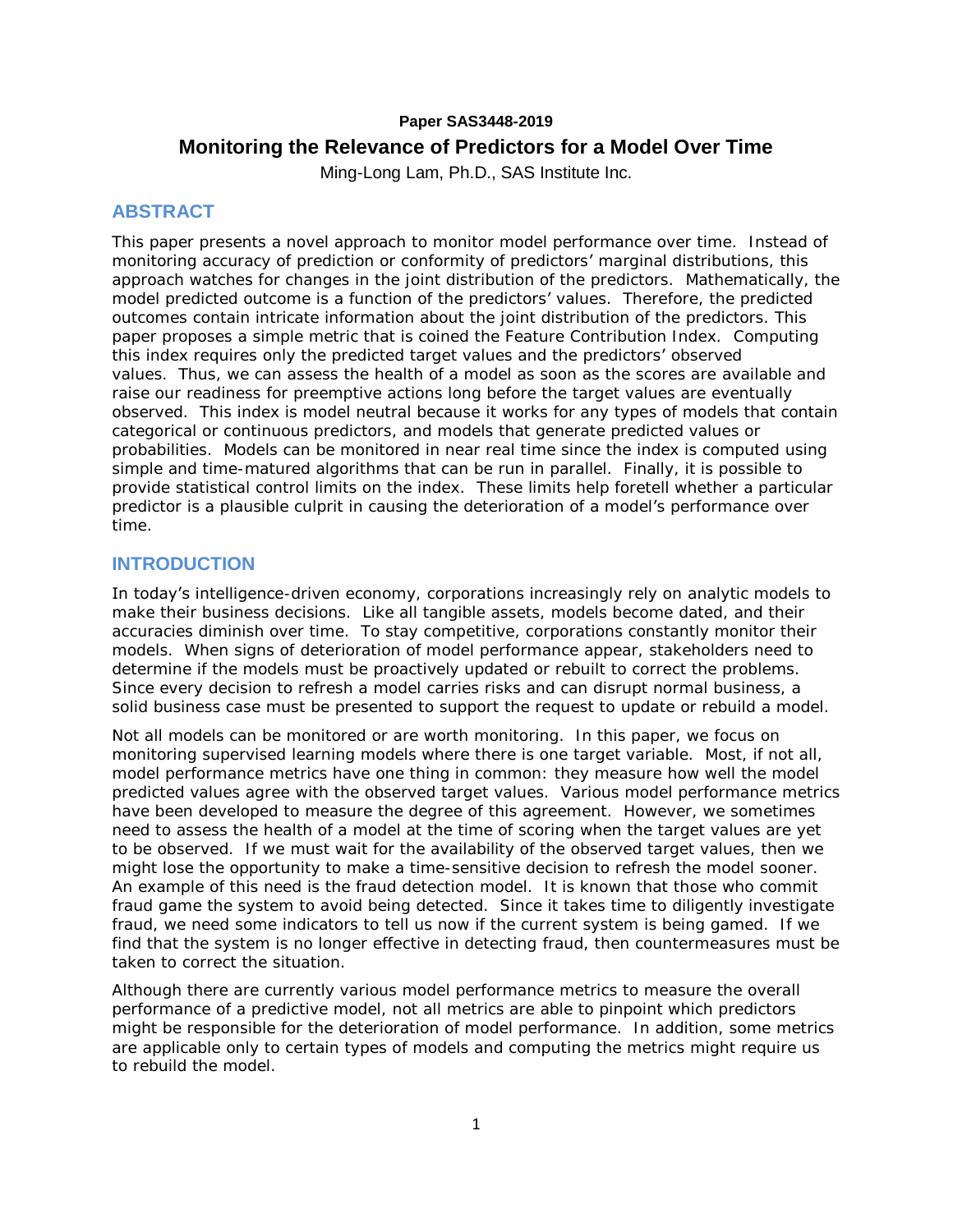**Paper SAS3448-2019**

# Monitoring the Relevance of Predictors for a Model Over Time

Ming-Long Lam, Ph.D., SAS Institute Inc.

## ABSTRACT

This paper presents a novel approach to monitor model performance over time. Instead of monitoring accuracy of prediction or conformity of predictors' marginal distributions, this approach watches for changes in the joint distribution of the predictors. Mathematically, the model predicted outcome is a function of the predictors' values. Therefore, the predicted outcomes contain intricate information about the joint distribution of the predictors. This paper proposes a simple metric that is coined the Feature Contribution Index. Computing this index requires only the predicted target values and the predictors' observed values. Thus, we can assess the health of a model as soon as the scores are available and raise our readiness for preemptive actions long before the target values are eventually observed. This index is model neutral because it works for any types of models that contain categorical or continuous predictors, and models that generate predicted values or probabilities. Models can be monitored in near real time since the index is computed using simple and time-matured algorithms that can be run in parallel. Finally, it is possible to provide statistical control limits on the index. These limits help foretell whether a particular predictor is a plausible culprit in causing the deterioration of a model's performance over time.

## INTRODUCTION

In today's intelligence-driven economy, corporations increasingly rely on analytic models to make their business decisions. Like all tangible assets, models become dated, and their accuracies diminish over time. To stay competitive, corporations constantly monitor their models. When signs of deterioration of model performance appear, stakeholders need to determine if the models must be proactively updated or rebuilt to correct the problems. Since every decision to refresh a model carries risks and can disrupt normal business, a solid business case must be presented to support the request to update or rebuild a model.

Not all models can be monitored or are worth monitoring. In this paper, we focus on monitoring supervised learning models where there is one target variable. Most, if not all, model performance metrics have one thing in common: they measure how well the model predicted values agree with the observed target values. Various model performance metrics have been developed to measure the degree of this agreement. However, we sometimes need to assess the health of a model at the time of scoring when the target values are yet to be observed. If we must wait for the availability of the observed target values, then we might lose the opportunity to make a time-sensitive decision to refresh the model sooner. An example of this need is the fraud detection model. It is known that those who commit fraud game the system to avoid being detected. Since it takes time to diligently investigate fraud, we need some indicators to tell us now if the current system is being gamed. If we find that the system is no longer effective in detecting fraud, then countermeasures must be taken to correct the situation.

Although there are currently various model performance metrics to measure the overall performance of a predictive model, not all metrics are able to pinpoint which predictors might be responsible for the deterioration of model performance. In addition, some metrics are applicable only to certain types of models and computing the metrics might require us to rebuild the model.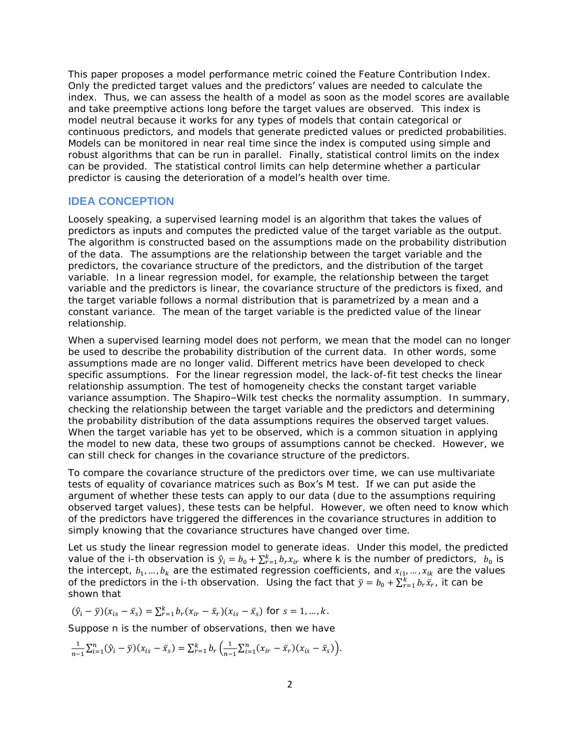This paper proposes a model performance metric coined the Feature Contribution Index. Only the predicted target values and the predictors' values are needed to calculate the index. Thus, we can assess the health of a model as soon as the model scores are available and take preemptive actions long before the target values are observed. This index is model neutral because it works for any types of models that contain categorical or continuous predictors, and models that generate predicted values or predicted probabilities. Models can be monitored in near real time since the index is computed using simple and robust algorithms that can be run in parallel. Finally, statistical control limits on the index can be provided. The statistical control limits can help determine whether a particular predictor is causing the deterioration of a model's health over time.

## IDEA CONCEPTION

Loosely speaking, a supervised learning model is an algorithm that takes the values of predictors as inputs and computes the predicted value of the target variable as the output. The algorithm is constructed based on the assumptions made on the probability distribution of the data. The assumptions are the relationship between the target variable and the predictors, the covariance structure of the predictors, and the distribution of the target variable. In a linear regression model, for example, the relationship between the target variable and the predictors is linear, the covariance structure of the predictors is fixed, and the target variable follows a normal distribution that is parametrized by a mean and a constant variance. The mean of the target variable is the predicted value of the linear relationship.

When a supervised learning model does not perform, we mean that the model can no longer be used to describe the probability distribution of the current data. In other words, some assumptions made are no longer valid. Different metrics have been developed to check specific assumptions. For the linear regression model, the lack-of-fit test checks the linear relationship assumption. The test of homogeneity checks the constant target variable variance assumption. The Shapiro–Wilk test checks the normality assumption. In summary, checking the relationship between the target variable and the predictors and determining the probability distribution of the data assumptions requires the observed target values. When the target variable has yet to be observed, which is a common situation in applying the model to new data, these two groups of assumptions cannot be checked. However, we can still check for changes in the covariance structure of the predictors.

To compare the covariance structure of the predictors over time, we can use multivariate tests of equality of covariance matrices such as Box's M test. If we can put aside the argument of whether these tests can apply to our data (due to the assumptions requiring observed target values), these tests can be helpful. However, we often need to know which of the predictors have triggered the differences in the covariance structures in addition to simply knowing that the covariance structures have changed over time.

Let us study the linear regression model to generate ideas. Under this model, the predicted value of the i-th observation is $\hat{y}_i = b_0 + \sum_{r=1}^{k} b_r x_{ir}$ where k is the number of predictors, $b_0$ is the intercept, $b_1, \ldots, b_k$ are the estimated regression coefficients, and $x_{i1}, \ldots, x_{ik}$ are the values of the predictors in the i-th observation. Using the fact that $\bar{y} = b_0 + \sum_{r=1}^{k} b_r \bar{x}_r$, it can be shown that

$$(\hat{y}_i - \bar{y})(x_{is} - \bar{x}_s) = \sum_{r=1}^{k} b_r (x_{ir} - \bar{x}_r)(x_{is} - \bar{x}_s) \text{ for } s = 1, \ldots, k.$$

Suppose n is the number of observations, then we have

$$\frac{1}{n-1}\sum_{i=1}^{n}(\hat{y}_i - \bar{y})(x_{is} - \bar{x}_s) = \sum_{r=1}^{k} b_r \left(\frac{1}{n-1}\sum_{i=1}^{n}(x_{ir} - \bar{x}_r)(x_{is} - \bar{x}_s)\right).$$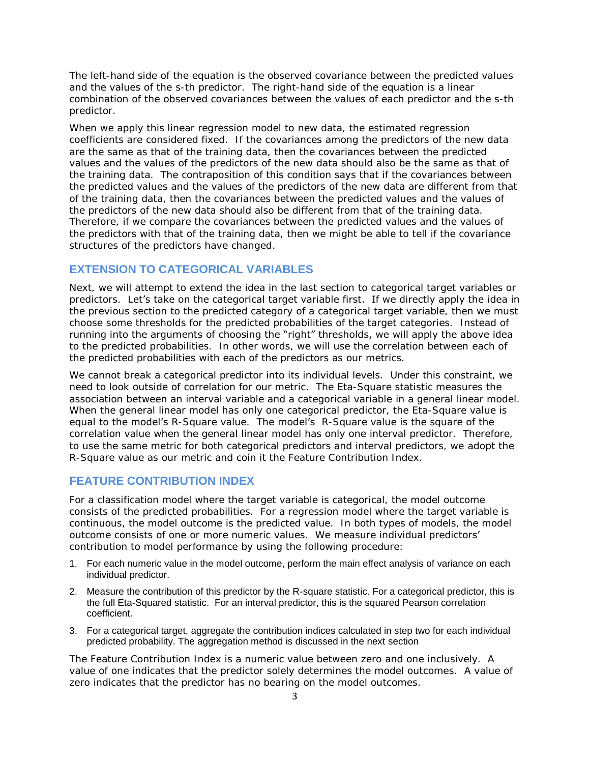The left-hand side of the equation is the observed covariance between the predicted values and the values of the s-th predictor. The right-hand side of the equation is a linear combination of the observed covariances between the values of each predictor and the s-th predictor.

When we apply this linear regression model to new data, the estimated regression coefficients are considered fixed. If the covariances among the predictors of the new data are the same as that of the training data, then the covariances between the predicted values and the values of the predictors of the new data should also be the same as that of the training data. The contraposition of this condition says that if the covariances between the predicted values and the values of the predictors of the new data are different from that of the training data, then the covariances between the predicted values and the values of the predictors of the new data should also be different from that of the training data. Therefore, if we compare the covariances between the predicted values and the values of the predictors with that of the training data, then we might be able to tell if the covariance structures of the predictors have changed.

## EXTENSION TO CATEGORICAL VARIABLES

Next, we will attempt to extend the idea in the last section to categorical target variables or predictors. Let's take on the categorical target variable first. If we directly apply the idea in the previous section to the predicted category of a categorical target variable, then we must choose some thresholds for the predicted probabilities of the target categories. Instead of running into the arguments of choosing the "right" thresholds, we will apply the above idea to the predicted probabilities. In other words, we will use the correlation between each of the predicted probabilities with each of the predictors as our metrics.

We cannot break a categorical predictor into its individual levels. Under this constraint, we need to look outside of correlation for our metric. The Eta-Square statistic measures the association between an interval variable and a categorical variable in a general linear model. When the general linear model has only one categorical predictor, the Eta-Square value is equal to the model's R-Square value. The model's R-Square value is the square of the correlation value when the general linear model has only one interval predictor. Therefore, to use the same metric for both categorical predictors and interval predictors, we adopt the R-Square value as our metric and coin it the Feature Contribution Index.

## FEATURE CONTRIBUTION INDEX

For a classification model where the target variable is categorical, the model outcome consists of the predicted probabilities. For a regression model where the target variable is continuous, the model outcome is the predicted value. In both types of models, the model outcome consists of one or more numeric values. We measure individual predictors' contribution to model performance by using the following procedure:

1. For each numeric value in the model outcome, perform the main effect analysis of variance on each individual predictor.
2. Measure the contribution of this predictor by the R-square statistic. For a categorical predictor, this is the full Eta-Squared statistic. For an interval predictor, this is the squared Pearson correlation coefficient.
3. For a categorical target, aggregate the contribution indices calculated in step two for each individual predicted probability. The aggregation method is discussed in the next section

The Feature Contribution Index is a numeric value between zero and one inclusively. A value of one indicates that the predictor solely determines the model outcomes. A value of zero indicates that the predictor has no bearing on the model outcomes.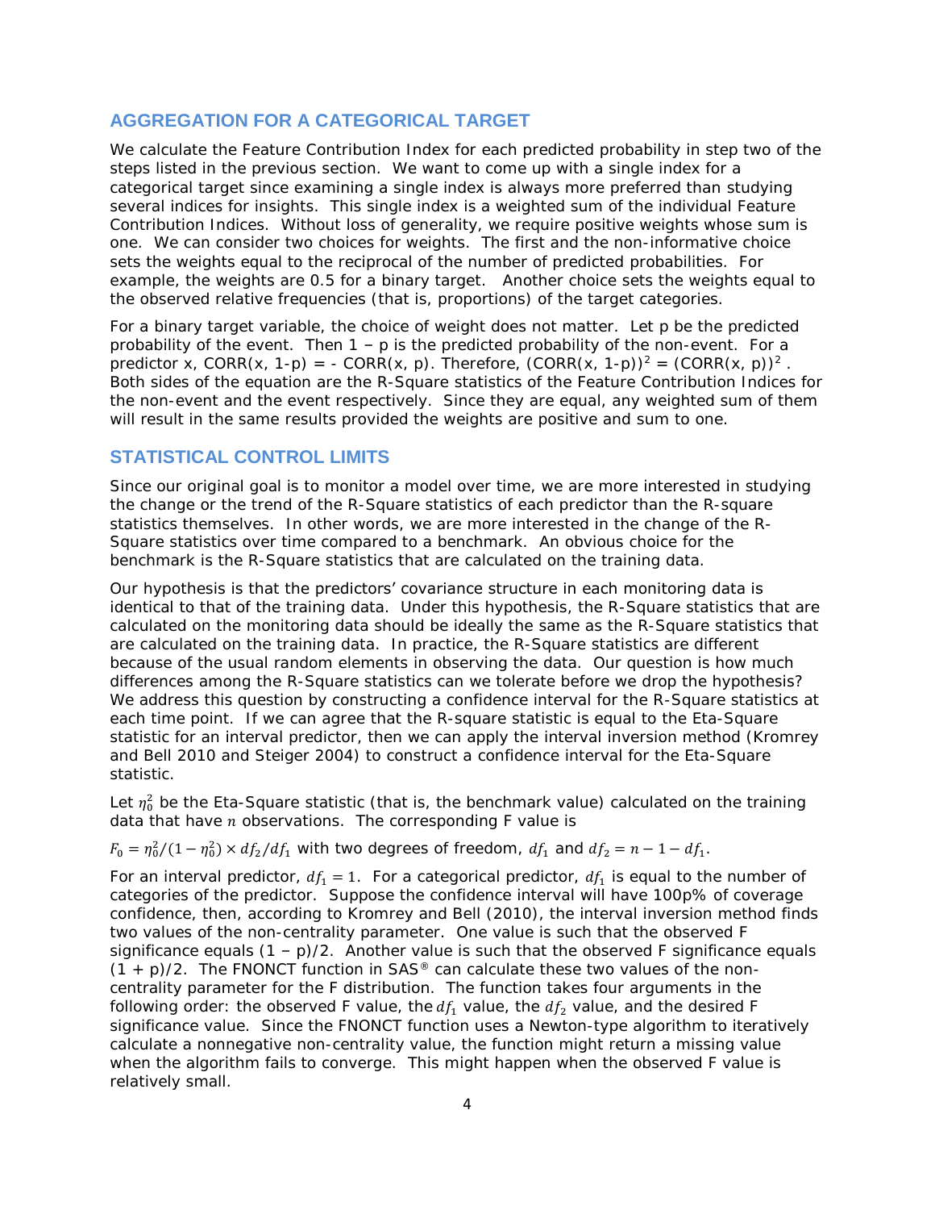## AGGREGATION FOR A CATEGORICAL TARGET

We calculate the Feature Contribution Index for each predicted probability in step two of the steps listed in the previous section. We want to come up with a single index for a categorical target since examining a single index is always more preferred than studying several indices for insights. This single index is a weighted sum of the individual Feature Contribution Indices. Without loss of generality, we require positive weights whose sum is one. We can consider two choices for weights. The first and the non-informative choice sets the weights equal to the reciprocal of the number of predicted probabilities. For example, the weights are 0.5 for a binary target. Another choice sets the weights equal to the observed relative frequencies (that is, proportions) of the target categories.

For a binary target variable, the choice of weight does not matter. Let p be the predicted probability of the event. Then 1 – p is the predicted probability of the non-event. For a predictor x, CORR(x, 1-p) = - CORR(x, p). Therefore, $(\text{CORR}(x, 1\text{-}p))^2 = (\text{CORR}(x, p))^2$. Both sides of the equation are the R-Square statistics of the Feature Contribution Indices for the non-event and the event respectively. Since they are equal, any weighted sum of them will result in the same results provided the weights are positive and sum to one.

## STATISTICAL CONTROL LIMITS

Since our original goal is to monitor a model over time, we are more interested in studying the change or the trend of the R-Square statistics of each predictor than the R-square statistics themselves. In other words, we are more interested in the change of the R-Square statistics over time compared to a benchmark. An obvious choice for the benchmark is the R-Square statistics that are calculated on the training data.

Our hypothesis is that the predictors' covariance structure in each monitoring data is identical to that of the training data. Under this hypothesis, the R-Square statistics that are calculated on the monitoring data should be ideally the same as the R-Square statistics that are calculated on the training data. In practice, the R-Square statistics are different because of the usual random elements in observing the data. Our question is how much differences among the R-Square statistics can we tolerate before we drop the hypothesis? We address this question by constructing a confidence interval for the R-Square statistics at each time point. If we can agree that the R-square statistic is equal to the Eta-Square statistic for an interval predictor, then we can apply the interval inversion method (Kromrey and Bell 2010 and Steiger 2004) to construct a confidence interval for the Eta-Square statistic.

Let $\eta_0^2$ be the Eta-Square statistic (that is, the benchmark value) calculated on the training data that have $n$ observations. The corresponding F value is

$F_0 = \eta_0^2/(1-\eta_0^2) \times df_2/df_1$ with two degrees of freedom, $df_1$ and $df_2 = n - 1 - df_1$.

For an interval predictor, $df_1 = 1$. For a categorical predictor, $df_1$ is equal to the number of categories of the predictor. Suppose the confidence interval will have 100p% of coverage confidence, then, according to Kromrey and Bell (2010), the interval inversion method finds two values of the non-centrality parameter. One value is such that the observed F significance equals (1 – p)/2. Another value is such that the observed F significance equals (1 + p)/2. The FNONCT function in SAS® can calculate these two values of the non-centrality parameter for the F distribution. The function takes four arguments in the following order: the observed F value, the $df_1$ value, the $df_2$ value, and the desired F significance value. Since the FNONCT function uses a Newton-type algorithm to iteratively calculate a nonnegative non-centrality value, the function might return a missing value when the algorithm fails to converge. This might happen when the observed F value is relatively small.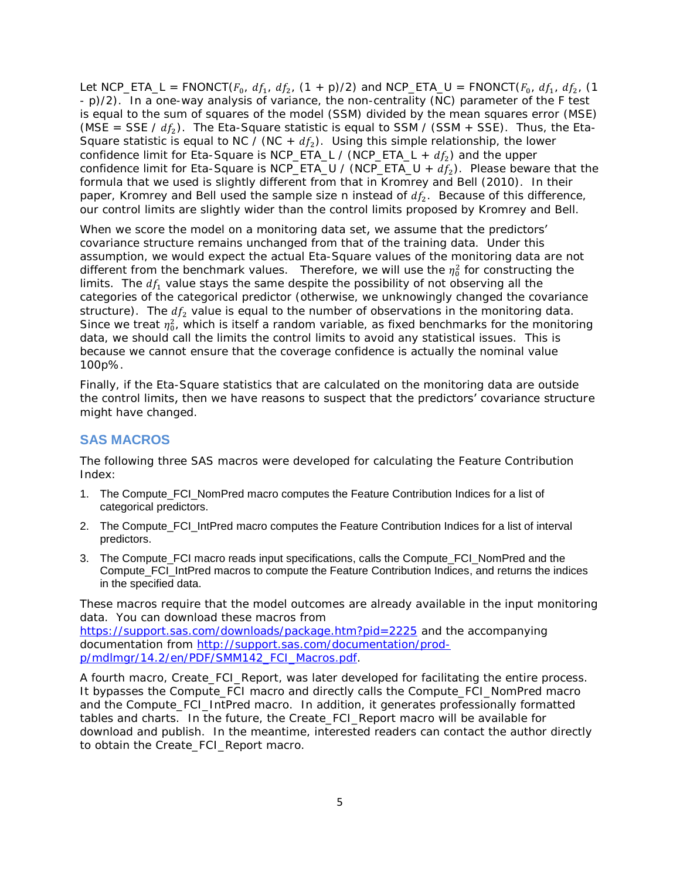Let NCP_ETA_L = FNONCT($F_0$, $df_1$, $df_2$, (1 + p)/2) and NCP_ETA_U = FNONCT($F_0$, $df_1$, $df_2$, (1 - p)/2). In a one-way analysis of variance, the non-centrality (NC) parameter of the F test is equal to the sum of squares of the model (SSM) divided by the mean squares error (MSE) (MSE = SSE / $df_2$). The Eta-Square statistic is equal to SSM / (SSM + SSE). Thus, the Eta-Square statistic is equal to NC / (NC + $df_2$). Using this simple relationship, the lower confidence limit for Eta-Square is NCP_ETA_L / (NCP_ETA_L + $df_2$) and the upper confidence limit for Eta-Square is NCP_ETA_U / (NCP_ETA_U + $df_2$). Please beware that the formula that we used is slightly different from that in Kromrey and Bell (2010). In their paper, Kromrey and Bell used the sample size n instead of $df_2$. Because of this difference, our control limits are slightly wider than the control limits proposed by Kromrey and Bell.

When we score the model on a monitoring data set, we assume that the predictors' covariance structure remains unchanged from that of the training data. Under this assumption, we would expect the actual Eta-Square values of the monitoring data are not different from the benchmark values. Therefore, we will use the $\eta_0^2$ for constructing the limits. The $df_1$ value stays the same despite the possibility of not observing all the categories of the categorical predictor (otherwise, we unknowingly changed the covariance structure). The $df_2$ value is equal to the number of observations in the monitoring data. Since we treat $\eta_0^2$, which is itself a random variable, as fixed benchmarks for the monitoring data, we should call the limits the control limits to avoid any statistical issues. This is because we cannot ensure that the coverage confidence is actually the nominal value 100p%.

Finally, if the Eta-Square statistics that are calculated on the monitoring data are outside the control limits, then we have reasons to suspect that the predictors' covariance structure might have changed.

## SAS MACROS

The following three SAS macros were developed for calculating the Feature Contribution Index:

1. The Compute_FCI_NomPred macro computes the Feature Contribution Indices for a list of categorical predictors.
2. The Compute_FCI_IntPred macro computes the Feature Contribution Indices for a list of interval predictors.
3. The Compute_FCI macro reads input specifications, calls the Compute_FCI_NomPred and the Compute_FCI_IntPred macros to compute the Feature Contribution Indices, and returns the indices in the specified data.

These macros require that the model outcomes are already available in the input monitoring data. You can download these macros from https://support.sas.com/downloads/package.htm?pid=2225 and the accompanying documentation from http://support.sas.com/documentation/prod-p/mdlmgr/14.2/en/PDF/SMM142_FCI_Macros.pdf.

A fourth macro, Create_FCI_Report, was later developed for facilitating the entire process. It bypasses the Compute_FCI macro and directly calls the Compute_FCI_NomPred macro and the Compute_FCI_IntPred macro. In addition, it generates professionally formatted tables and charts. In the future, the Create_FCI_Report macro will be available for download and publish. In the meantime, interested readers can contact the author directly to obtain the Create_FCI_Report macro.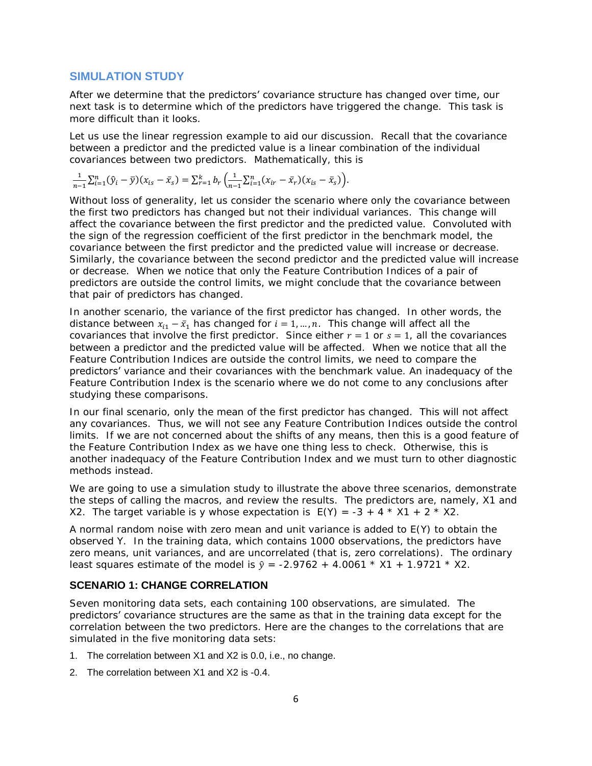## SIMULATION STUDY

After we determine that the predictors' covariance structure has changed over time, our next task is to determine which of the predictors have triggered the change. This task is more difficult than it looks.

Let us use the linear regression example to aid our discussion. Recall that the covariance between a predictor and the predicted value is a linear combination of the individual covariances between two predictors. Mathematically, this is

$$\frac{1}{n-1}\sum_{i=1}^{n}(\hat{y}_i - \bar{y})(x_{is} - \bar{x}_s) = \sum_{r=1}^{k} b_r \left(\frac{1}{n-1}\sum_{i=1}^{n}(x_{ir} - \bar{x}_r)(x_{is} - \bar{x}_s)\right).$$

Without loss of generality, let us consider the scenario where only the covariance between the first two predictors has changed but not their individual variances. This change will affect the covariance between the first predictor and the predicted value. Convoluted with the sign of the regression coefficient of the first predictor in the benchmark model, the covariance between the first predictor and the predicted value will increase or decrease. Similarly, the covariance between the second predictor and the predicted value will increase or decrease. When we notice that only the Feature Contribution Indices of a pair of predictors are outside the control limits, we might conclude that the covariance between that pair of predictors has changed.

In another scenario, the variance of the first predictor has changed. In other words, the distance between $x_{i1} - \bar{x}_1$ has changed for $i = 1, \ldots, n$. This change will affect all the covariances that involve the first predictor. Since either $r = 1$ or $s = 1$, all the covariances between a predictor and the predicted value will be affected. When we notice that all the Feature Contribution Indices are outside the control limits, we need to compare the predictors' variance and their covariances with the benchmark value. An inadequacy of the Feature Contribution Index is the scenario where we do not come to any conclusions after studying these comparisons.

In our final scenario, only the mean of the first predictor has changed. This will not affect any covariances. Thus, we will not see any Feature Contribution Indices outside the control limits. If we are not concerned about the shifts of any means, then this is a good feature of the Feature Contribution Index as we have one thing less to check. Otherwise, this is another inadequacy of the Feature Contribution Index and we must turn to other diagnostic methods instead.

We are going to use a simulation study to illustrate the above three scenarios, demonstrate the steps of calling the macros, and review the results. The predictors are, namely, X1 and X2. The target variable is y whose expectation is E(Y) = -3 + 4 * X1 + 2 * X2.

A normal random noise with zero mean and unit variance is added to E(Y) to obtain the observed Y. In the training data, which contains 1000 observations, the predictors have zero means, unit variances, and are uncorrelated (that is, zero correlations). The ordinary least squares estimate of the model is $\hat{y}$ = -2.9762 + 4.0061 * X1 + 1.9721 * X2.

### SCENARIO 1: CHANGE CORRELATION

Seven monitoring data sets, each containing 100 observations, are simulated. The predictors' covariance structures are the same as that in the training data except for the correlation between the two predictors. Here are the changes to the correlations that are simulated in the five monitoring data sets:

1. The correlation between X1 and X2 is 0.0, i.e., no change.
2. The correlation between X1 and X2 is -0.4.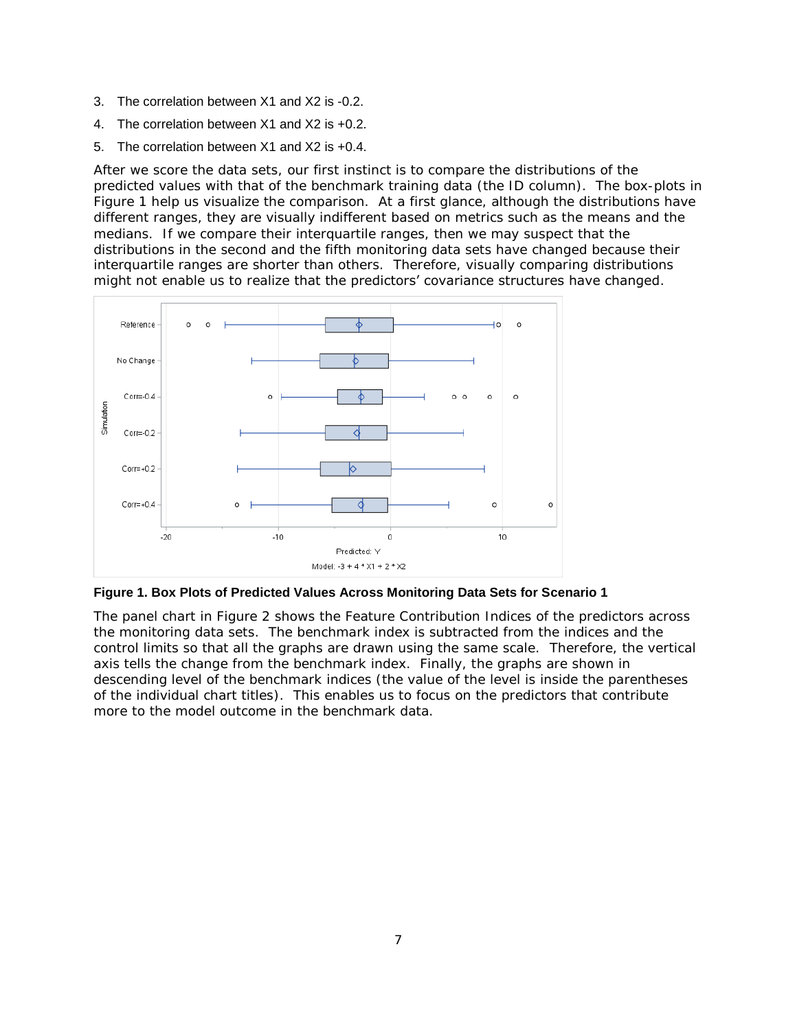3. The correlation between X1 and X2 is -0.2.
4. The correlation between X1 and X2 is +0.2.
5. The correlation between X1 and X2 is +0.4.

After we score the data sets, our first instinct is to compare the distributions of the predicted values with that of the benchmark training data (the ID column). The box-plots in Figure 1 help us visualize the comparison. At a first glance, although the distributions have different ranges, they are visually indifferent based on metrics such as the means and the medians. If we compare their interquartile ranges, then we may suspect that the distributions in the second and the fifth monitoring data sets have changed because their interquartile ranges are shorter than others. Therefore, visually comparing distributions might not enable us to realize that the predictors' covariance structures have changed.

**Figure 1. Box Plots of Predicted Values Across Monitoring Data Sets for Scenario 1**

The panel chart in Figure 2 shows the Feature Contribution Indices of the predictors across the monitoring data sets. The benchmark index is subtracted from the indices and the control limits so that all the graphs are drawn using the same scale. Therefore, the vertical axis tells the change from the benchmark index. Finally, the graphs are shown in descending level of the benchmark indices (the value of the level is inside the parentheses of the individual chart titles). This enables us to focus on the predictors that contribute more to the model outcome in the benchmark data.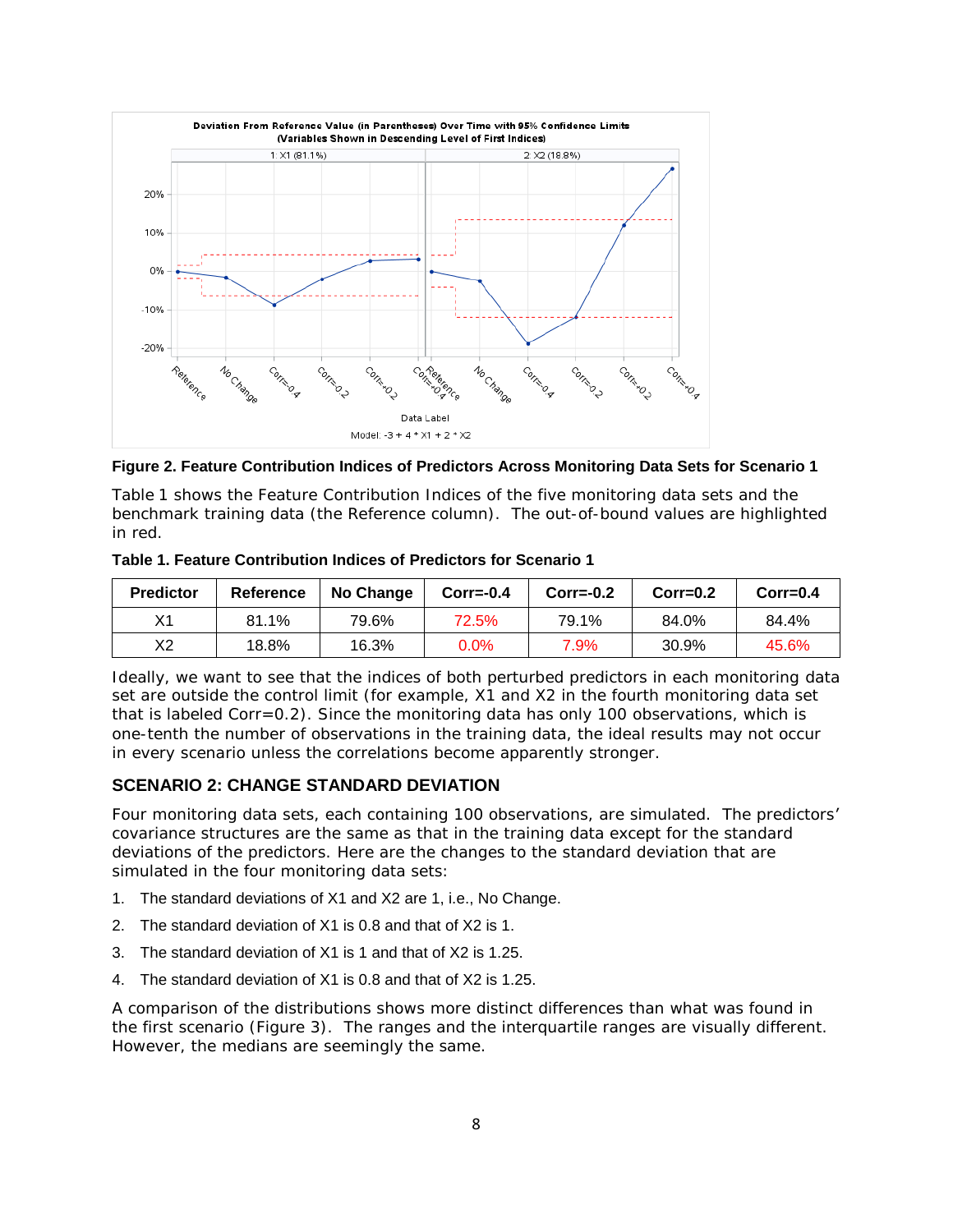**Figure 2. Feature Contribution Indices of Predictors Across Monitoring Data Sets for Scenario 1**

Table 1 shows the Feature Contribution Indices of the five monitoring data sets and the benchmark training data (the Reference column). The out-of-bound values are highlighted in red.

**Table 1. Feature Contribution Indices of Predictors for Scenario 1**

| Predictor | Reference | No Change | Corr=-0.4 | Corr=-0.2 | Corr=0.2 | Corr=0.4 |
|---|---|---|---|---|---|---|
| X1 | 81.1% | 79.6% | 72.5% | 79.1% | 84.0% | 84.4% |
| X2 | 18.8% | 16.3% | 0.0% | 7.9% | 30.9% | 45.6% |

Ideally, we want to see that the indices of both perturbed predictors in each monitoring data set are outside the control limit (for example, X1 and X2 in the fourth monitoring data set that is labeled Corr=0.2). Since the monitoring data has only 100 observations, which is one-tenth the number of observations in the training data, the ideal results may not occur in every scenario unless the correlations become apparently stronger.

## SCENARIO 2: CHANGE STANDARD DEVIATION

Four monitoring data sets, each containing 100 observations, are simulated. The predictors' covariance structures are the same as that in the training data except for the standard deviations of the predictors. Here are the changes to the standard deviation that are simulated in the four monitoring data sets:

1. The standard deviations of X1 and X2 are 1, i.e., No Change.
2. The standard deviation of X1 is 0.8 and that of X2 is 1.
3. The standard deviation of X1 is 1 and that of X2 is 1.25.
4. The standard deviation of X1 is 0.8 and that of X2 is 1.25.

A comparison of the distributions shows more distinct differences than what was found in the first scenario (Figure 3). The ranges and the interquartile ranges are visually different. However, the medians are seemingly the same.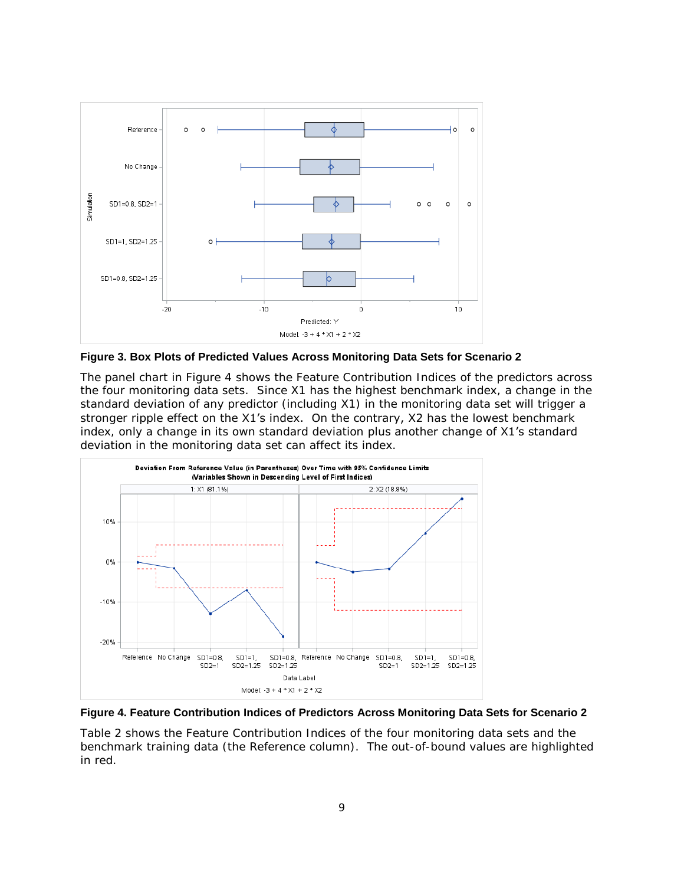**Figure 3. Box Plots of Predicted Values Across Monitoring Data Sets for Scenario 2**

The panel chart in Figure 4 shows the Feature Contribution Indices of the predictors across the four monitoring data sets. Since X1 has the highest benchmark index, a change in the standard deviation of any predictor (including X1) in the monitoring data set will trigger a stronger ripple effect on the X1's index. On the contrary, X2 has the lowest benchmark index, only a change in its own standard deviation plus another change of X1's standard deviation in the monitoring data set can affect its index.

**Figure 4. Feature Contribution Indices of Predictors Across Monitoring Data Sets for Scenario 2**

Table 2 shows the Feature Contribution Indices of the four monitoring data sets and the benchmark training data (the Reference column). The out-of-bound values are highlighted in red.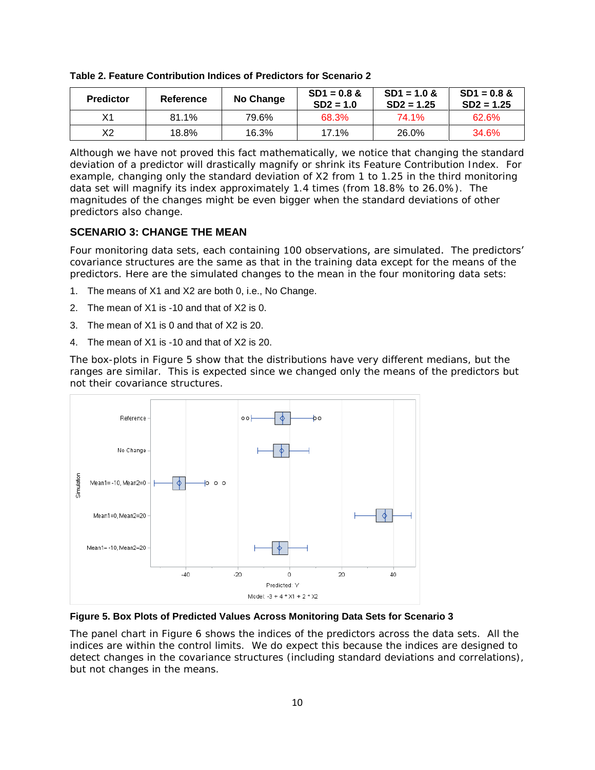**Table 2. Feature Contribution Indices of Predictors for Scenario 2**

| Predictor | Reference | No Change | SD1 = 0.8 & SD2 = 1.0 | SD1 = 1.0 & SD2 = 1.25 | SD1 = 0.8 & SD2 = 1.25 |
|---|---|---|---|---|---|
| X1 | 81.1% | 79.6% | 68.3% | 74.1% | 62.6% |
| X2 | 18.8% | 16.3% | 17.1% | 26.0% | 34.6% |

Although we have not proved this fact mathematically, we notice that changing the standard deviation of a predictor will drastically magnify or shrink its Feature Contribution Index. For example, changing only the standard deviation of X2 from 1 to 1.25 in the third monitoring data set will magnify its index approximately 1.4 times (from 18.8% to 26.0%). The magnitudes of the changes might be even bigger when the standard deviations of other predictors also change.

### SCENARIO 3: CHANGE THE MEAN

Four monitoring data sets, each containing 100 observations, are simulated. The predictors' covariance structures are the same as that in the training data except for the means of the predictors. Here are the simulated changes to the mean in the four monitoring data sets:

1. The means of X1 and X2 are both 0, i.e., No Change.
2. The mean of X1 is -10 and that of X2 is 0.
3. The mean of X1 is 0 and that of X2 is 20.
4. The mean of X1 is -10 and that of X2 is 20.

The box-plots in Figure 5 show that the distributions have very different medians, but the ranges are similar. This is expected since we changed only the means of the predictors but not their covariance structures.

**Figure 5. Box Plots of Predicted Values Across Monitoring Data Sets for Scenario 3**

The panel chart in Figure 6 shows the indices of the predictors across the data sets. All the indices are within the control limits. We do expect this because the indices are designed to detect changes in the covariance structures (including standard deviations and correlations), but not changes in the means.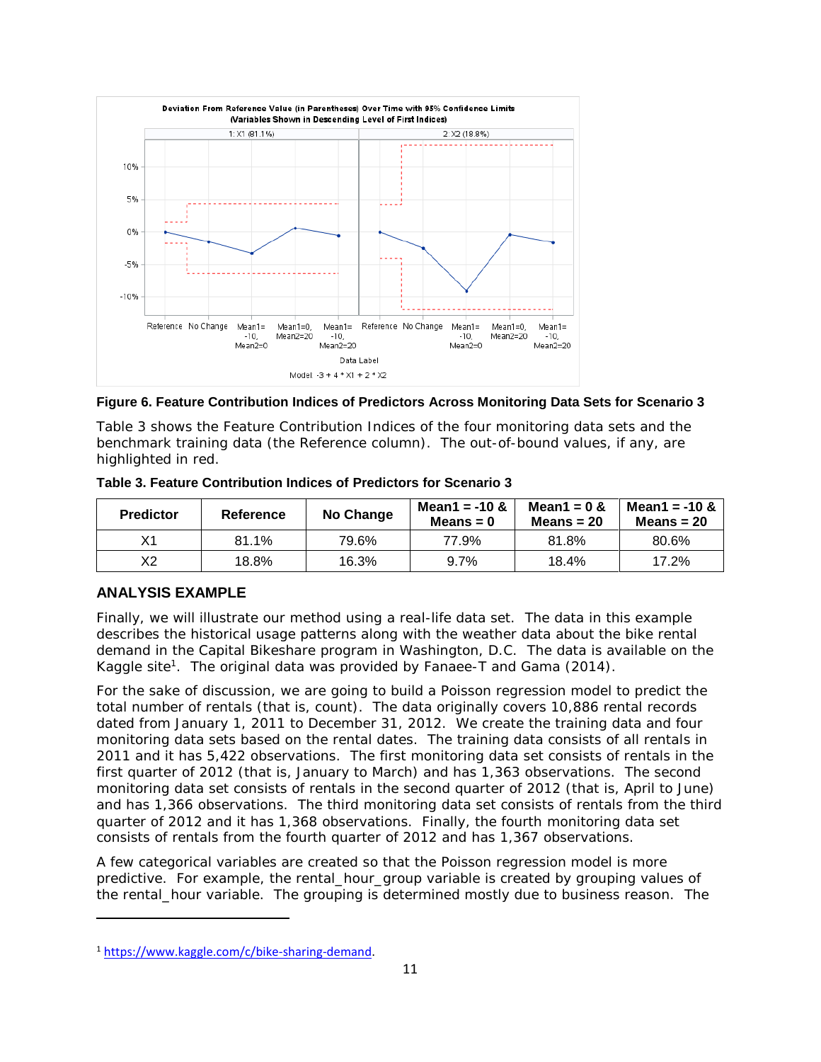**Figure 6. Feature Contribution Indices of Predictors Across Monitoring Data Sets for Scenario 3**

Table 3 shows the Feature Contribution Indices of the four monitoring data sets and the benchmark training data (the Reference column). The out-of-bound values, if any, are highlighted in red.

**Table 3. Feature Contribution Indices of Predictors for Scenario 3**

| Predictor | Reference | No Change | Mean1 = -10 & Means = 0 | Mean1 = 0 & Means = 20 | Mean1 = -10 & Means = 20 |
|---|---|---|---|---|---|
| X1 | 81.1% | 79.6% | 77.9% | 81.8% | 80.6% |
| X2 | 18.8% | 16.3% | 9.7% | 18.4% | 17.2% |

## ANALYSIS EXAMPLE

Finally, we will illustrate our method using a real-life data set. The data in this example describes the historical usage patterns along with the weather data about the bike rental demand in the Capital Bikeshare program in Washington, D.C. The data is available on the Kaggle site[1]. The original data was provided by Fanaee-T and Gama (2014).

For the sake of discussion, we are going to build a Poisson regression model to predict the total number of rentals (that is, count). The data originally covers 10,886 rental records dated from January 1, 2011 to December 31, 2012. We create the training data and four monitoring data sets based on the rental dates. The training data consists of all rentals in 2011 and it has 5,422 observations. The first monitoring data set consists of rentals in the first quarter of 2012 (that is, January to March) and has 1,363 observations. The second monitoring data set consists of rentals in the second quarter of 2012 (that is, April to June) and has 1,366 observations. The third monitoring data set consists of rentals from the third quarter of 2012 and it has 1,368 observations. Finally, the fourth monitoring data set consists of rentals from the fourth quarter of 2012 and has 1,367 observations.

A few categorical variables are created so that the Poisson regression model is more predictive. For example, the rental_hour_group variable is created by grouping values of the rental_hour variable. The grouping is determined mostly due to business reason. The

[1] https://www.kaggle.com/c/bike-sharing-demand.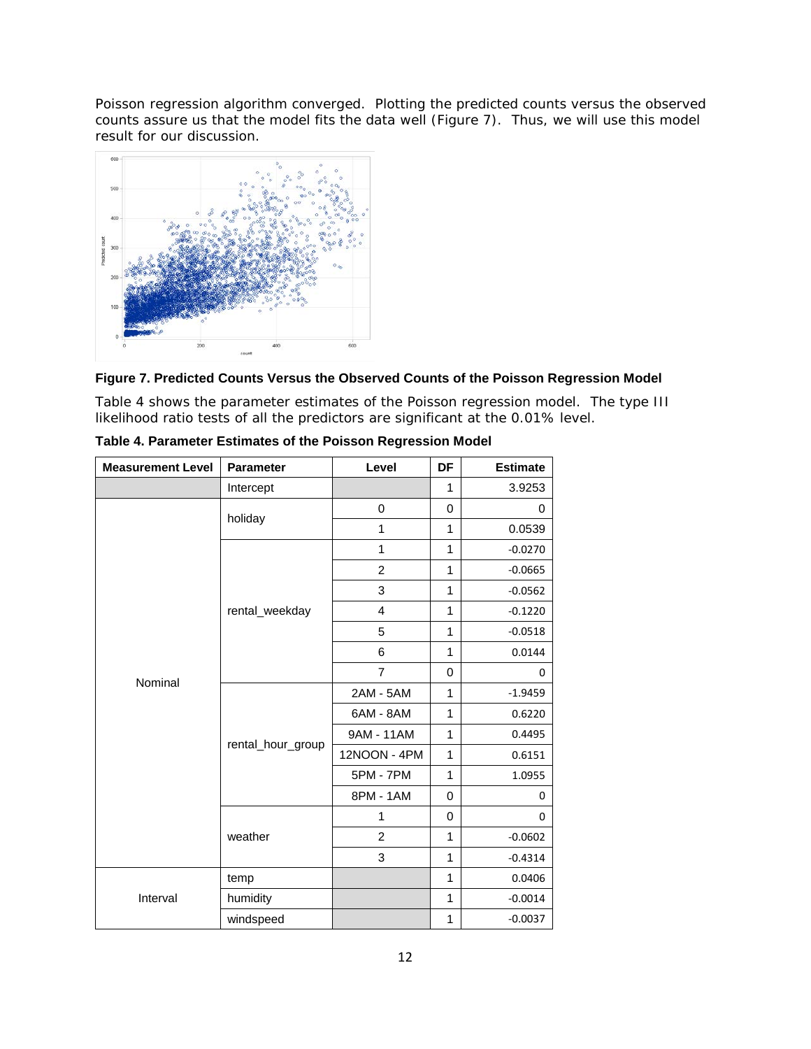Poisson regression algorithm converged. Plotting the predicted counts versus the observed counts assure us that the model fits the data well (Figure 7). Thus, we will use this model result for our discussion.

**Figure 7. Predicted Counts Versus the Observed Counts of the Poisson Regression Model**

Table 4 shows the parameter estimates of the Poisson regression model. The type III likelihood ratio tests of all the predictors are significant at the 0.01% level.

**Table 4. Parameter Estimates of the Poisson Regression Model**

| Measurement Level | Parameter | Level | DF | Estimate |
|---|---|---|---|---|
| | Intercept | | 1 | 3.9253 |
| Nominal | holiday | 0 | 0 | 0 |
| | | 1 | 1 | 0.0539 |
| | rental_weekday | 1 | 1 | -0.0270 |
| | | 2 | 1 | -0.0665 |
| | | 3 | 1 | -0.0562 |
| | | 4 | 1 | -0.1220 |
| | | 5 | 1 | -0.0518 |
| | | 6 | 1 | 0.0144 |
| | | 7 | 0 | 0 |
| | rental_hour_group | 2AM - 5AM | 1 | -1.9459 |
| | | 6AM - 8AM | 1 | 0.6220 |
| | | 9AM - 11AM | 1 | 0.4495 |
| | | 12NOON - 4PM | 1 | 0.6151 |
| | | 5PM - 7PM | 1 | 1.0955 |
| | | 8PM - 1AM | 0 | 0 |
| | weather | 1 | 0 | 0 |
| | | 2 | 1 | -0.0602 |
| | | 3 | 1 | -0.4314 |
| Interval | temp | | 1 | 0.0406 |
| | humidity | | 1 | -0.0014 |
| | windspeed | | 1 | -0.0037 |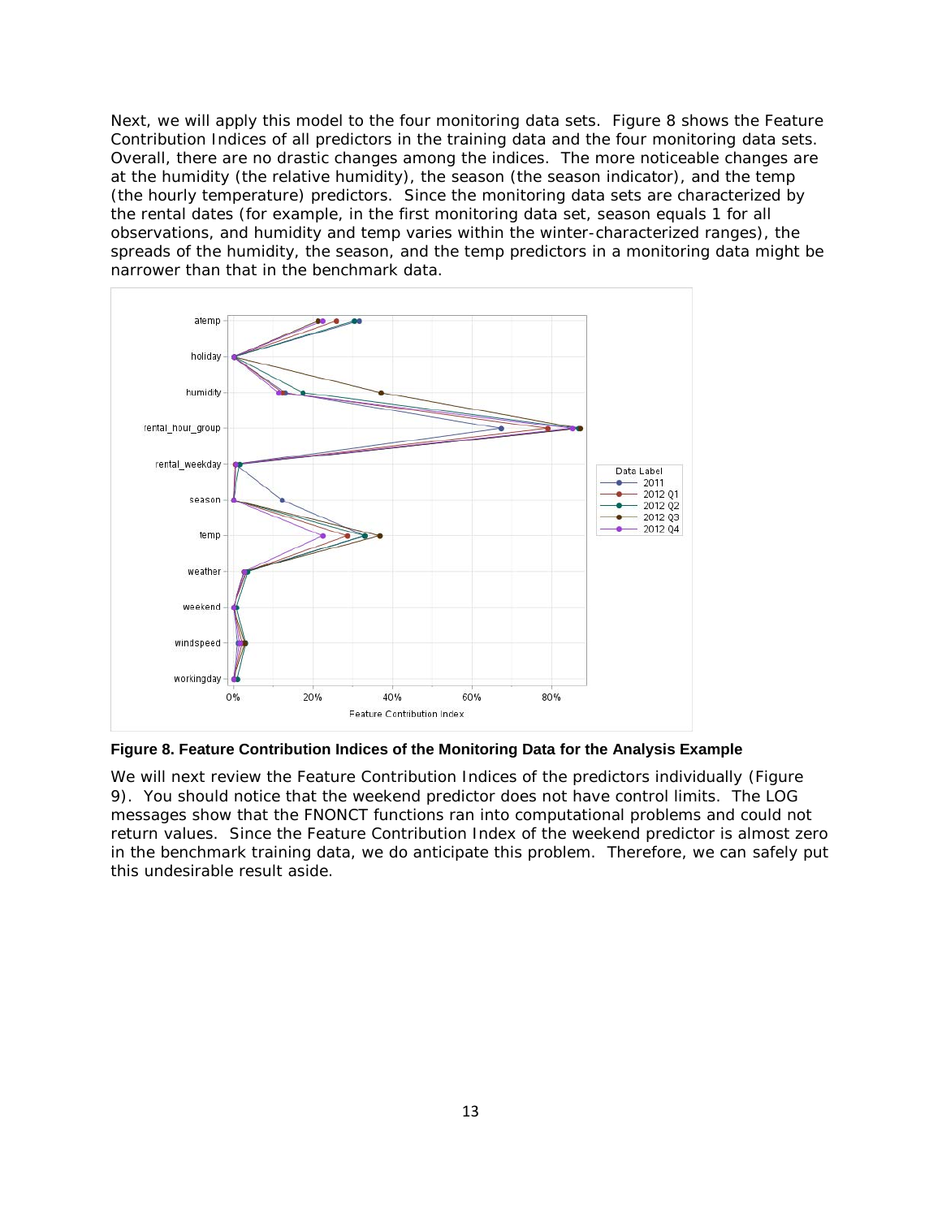Next, we will apply this model to the four monitoring data sets. Figure 8 shows the Feature Contribution Indices of all predictors in the training data and the four monitoring data sets. Overall, there are no drastic changes among the indices. The more noticeable changes are at the humidity (the relative humidity), the season (the season indicator), and the temp (the hourly temperature) predictors. Since the monitoring data sets are characterized by the rental dates (for example, in the first monitoring data set, season equals 1 for all observations, and humidity and temp varies within the winter-characterized ranges), the spreads of the humidity, the season, and the temp predictors in a monitoring data might be narrower than that in the benchmark data.

**Figure 8. Feature Contribution Indices of the Monitoring Data for the Analysis Example**

We will next review the Feature Contribution Indices of the predictors individually (Figure 9). You should notice that the weekend predictor does not have control limits. The LOG messages show that the FNONCT functions ran into computational problems and could not return values. Since the Feature Contribution Index of the weekend predictor is almost zero in the benchmark training data, we do anticipate this problem. Therefore, we can safely put this undesirable result aside.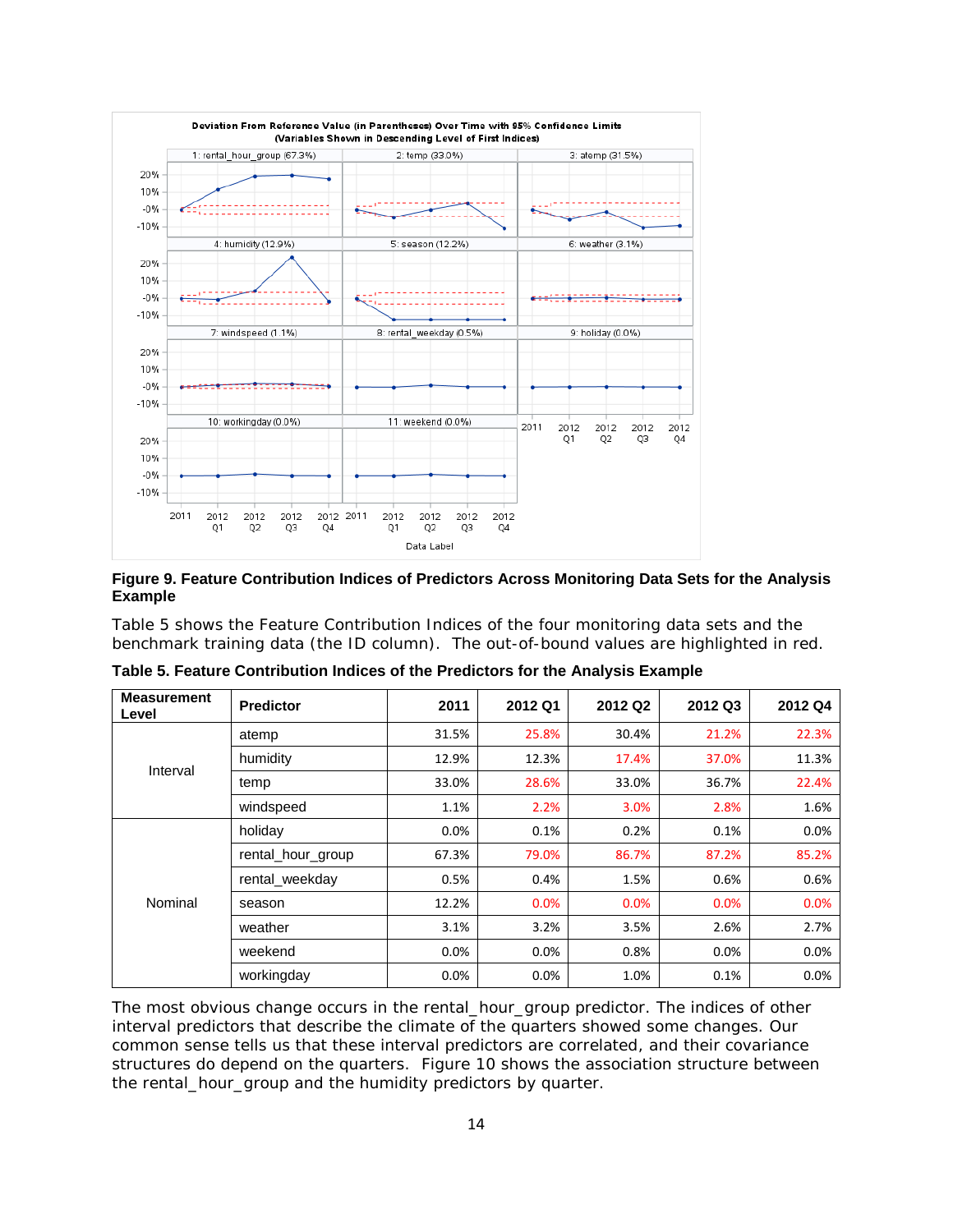**Figure 9. Feature Contribution Indices of Predictors Across Monitoring Data Sets for the Analysis Example**

Table 5 shows the Feature Contribution Indices of the four monitoring data sets and the benchmark training data (the ID column). The out-of-bound values are highlighted in red.

**Table 5. Feature Contribution Indices of the Predictors for the Analysis Example**

| Measurement Level | Predictor | 2011 | 2012 Q1 | 2012 Q2 | 2012 Q3 | 2012 Q4 |
|---|---|---|---|---|---|---|
| Interval | atemp | 31.5% | 25.8% | 30.4% | 21.2% | 22.3% |
| | humidity | 12.9% | 12.3% | 17.4% | 37.0% | 11.3% |
| | temp | 33.0% | 28.6% | 33.0% | 36.7% | 22.4% |
| | windspeed | 1.1% | 2.2% | 3.0% | 2.8% | 1.6% |
| Nominal | holiday | 0.0% | 0.1% | 0.2% | 0.1% | 0.0% |
| | rental_hour_group | 67.3% | 79.0% | 86.7% | 87.2% | 85.2% |
| | rental_weekday | 0.5% | 0.4% | 1.5% | 0.6% | 0.6% |
| | season | 12.2% | 0.0% | 0.0% | 0.0% | 0.0% |
| | weather | 3.1% | 3.2% | 3.5% | 2.6% | 2.7% |
| | weekend | 0.0% | 0.0% | 0.8% | 0.0% | 0.0% |
| | workingday | 0.0% | 0.0% | 1.0% | 0.1% | 0.0% |

The most obvious change occurs in the rental_hour_group predictor. The indices of other interval predictors that describe the climate of the quarters showed some changes. Our common sense tells us that these interval predictors are correlated, and their covariance structures do depend on the quarters. Figure 10 shows the association structure between the rental_hour_group and the humidity predictors by quarter.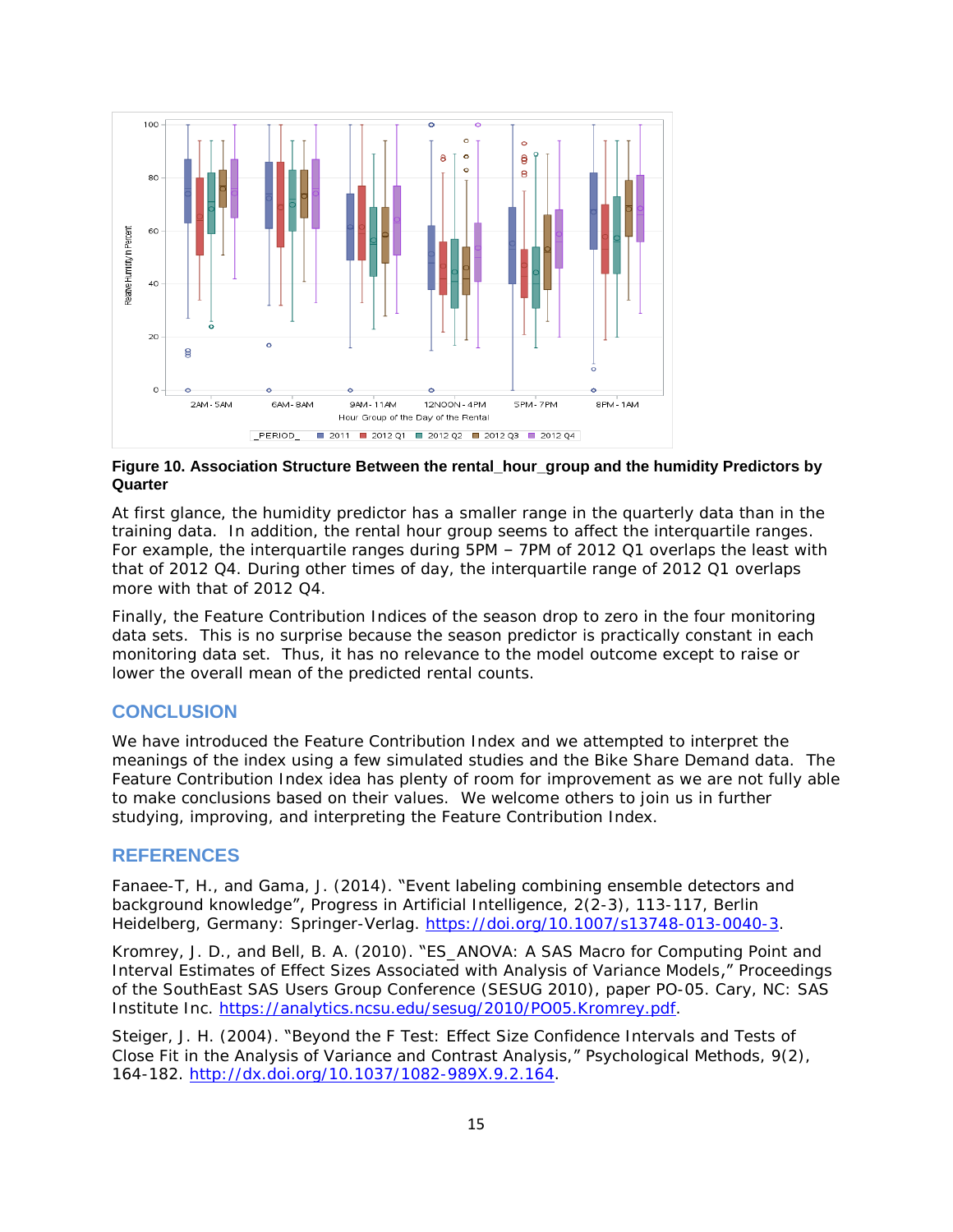**Figure 10. Association Structure Between the rental_hour_group and the humidity Predictors by Quarter**

At first glance, the humidity predictor has a smaller range in the quarterly data than in the training data. In addition, the rental hour group seems to affect the interquartile ranges. For example, the interquartile ranges during 5PM – 7PM of 2012 Q1 overlaps the least with that of 2012 Q4. During other times of day, the interquartile range of 2012 Q1 overlaps more with that of 2012 Q4.

Finally, the Feature Contribution Indices of the season drop to zero in the four monitoring data sets. This is no surprise because the season predictor is practically constant in each monitoring data set. Thus, it has no relevance to the model outcome except to raise or lower the overall mean of the predicted rental counts.

## CONCLUSION

We have introduced the Feature Contribution Index and we attempted to interpret the meanings of the index using a few simulated studies and the Bike Share Demand data. The Feature Contribution Index idea has plenty of room for improvement as we are not fully able to make conclusions based on their values. We welcome others to join us in further studying, improving, and interpreting the Feature Contribution Index.

## REFERENCES

Fanaee-T, H., and Gama, J. (2014). "Event labeling combining ensemble detectors and background knowledge", Progress in Artificial Intelligence, 2(2-3), 113-117, Berlin Heidelberg, Germany: Springer-Verlag. https://doi.org/10.1007/s13748-013-0040-3.

Kromrey, J. D., and Bell, B. A. (2010). "ES_ANOVA: A SAS Macro for Computing Point and Interval Estimates of Effect Sizes Associated with Analysis of Variance Models," Proceedings of the SouthEast SAS Users Group Conference (SESUG 2010), paper PO-05. Cary, NC: SAS Institute Inc. https://analytics.ncsu.edu/sesug/2010/PO05.Kromrey.pdf.

Steiger, J. H. (2004). "Beyond the F Test: Effect Size Confidence Intervals and Tests of Close Fit in the Analysis of Variance and Contrast Analysis," Psychological Methods, 9(2), 164-182. http://dx.doi.org/10.1037/1082-989X.9.2.164.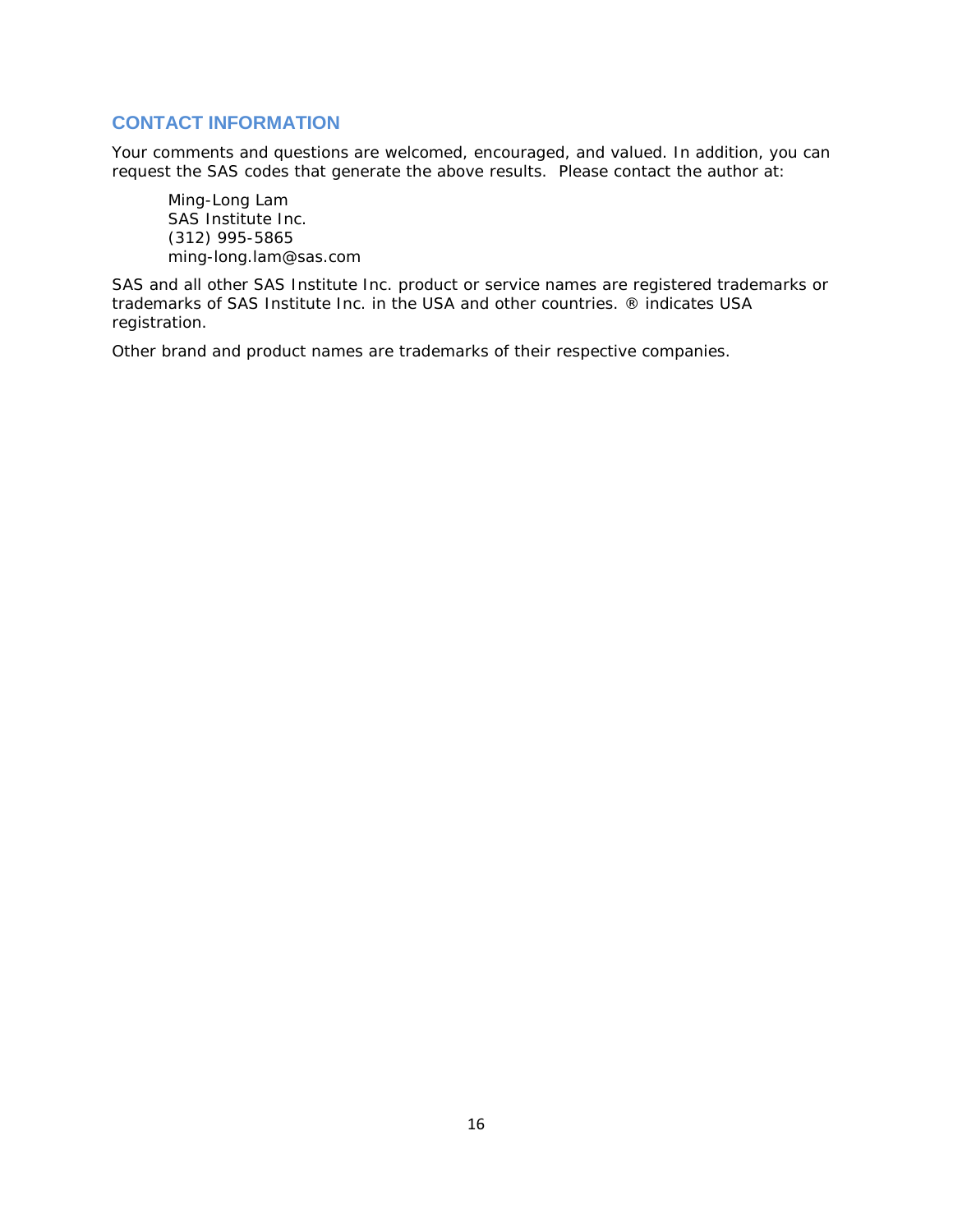## CONTACT INFORMATION

Your comments and questions are welcomed, encouraged, and valued. In addition, you can request the SAS codes that generate the above results. Please contact the author at:

Ming-Long Lam  
SAS Institute Inc.  
(312) 995-5865  
ming-long.lam@sas.com

SAS and all other SAS Institute Inc. product or service names are registered trademarks or trademarks of SAS Institute Inc. in the USA and other countries. ® indicates USA registration.

Other brand and product names are trademarks of their respective companies.